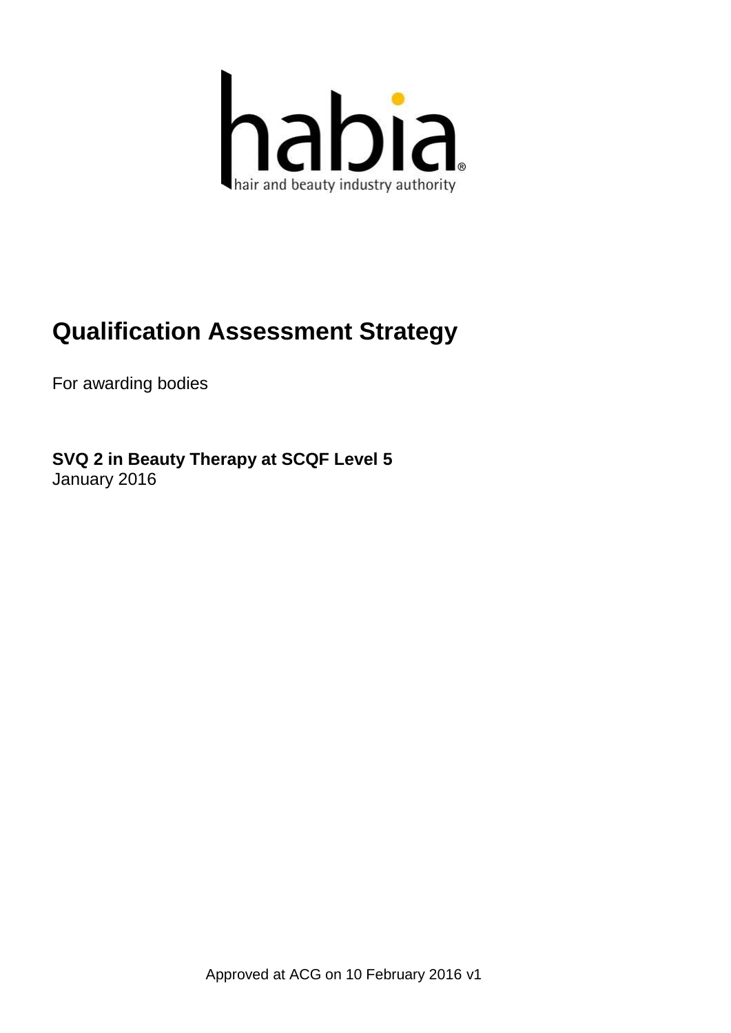habia

hair and beauty industry authority

# Qualification Assessment Strategy

For awarding bodies

**SVQ 2 in Beauty Therapy at SCQF Level 5**
January 2016

Approved at ACG on 10 February 2016 v1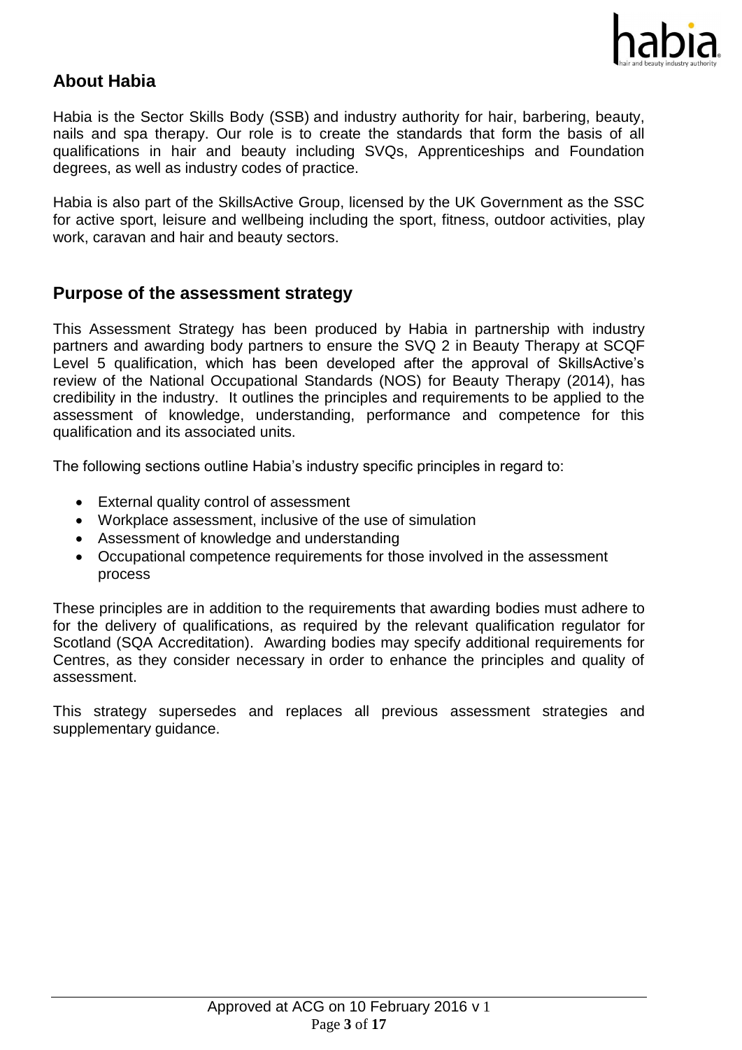## About Habia

Habia is the Sector Skills Body (SSB) and industry authority for hair, barbering, beauty, nails and spa therapy. Our role is to create the standards that form the basis of all qualifications in hair and beauty including SVQs, Apprenticeships and Foundation degrees, as well as industry codes of practice.

Habia is also part of the SkillsActive Group, licensed by the UK Government as the SSC for active sport, leisure and wellbeing including the sport, fitness, outdoor activities, play work, caravan and hair and beauty sectors.

## Purpose of the assessment strategy

This Assessment Strategy has been produced by Habia in partnership with industry partners and awarding body partners to ensure the SVQ 2 in Beauty Therapy at SCQF Level 5 qualification, which has been developed after the approval of SkillsActive's review of the National Occupational Standards (NOS) for Beauty Therapy (2014), has credibility in the industry. It outlines the principles and requirements to be applied to the assessment of knowledge, understanding, performance and competence for this qualification and its associated units.

The following sections outline Habia's industry specific principles in regard to:

- External quality control of assessment
- Workplace assessment, inclusive of the use of simulation
- Assessment of knowledge and understanding
- Occupational competence requirements for those involved in the assessment process

These principles are in addition to the requirements that awarding bodies must adhere to for the delivery of qualifications, as required by the relevant qualification regulator for Scotland (SQA Accreditation). Awarding bodies may specify additional requirements for Centres, as they consider necessary in order to enhance the principles and quality of assessment.

This strategy supersedes and replaces all previous assessment strategies and supplementary guidance.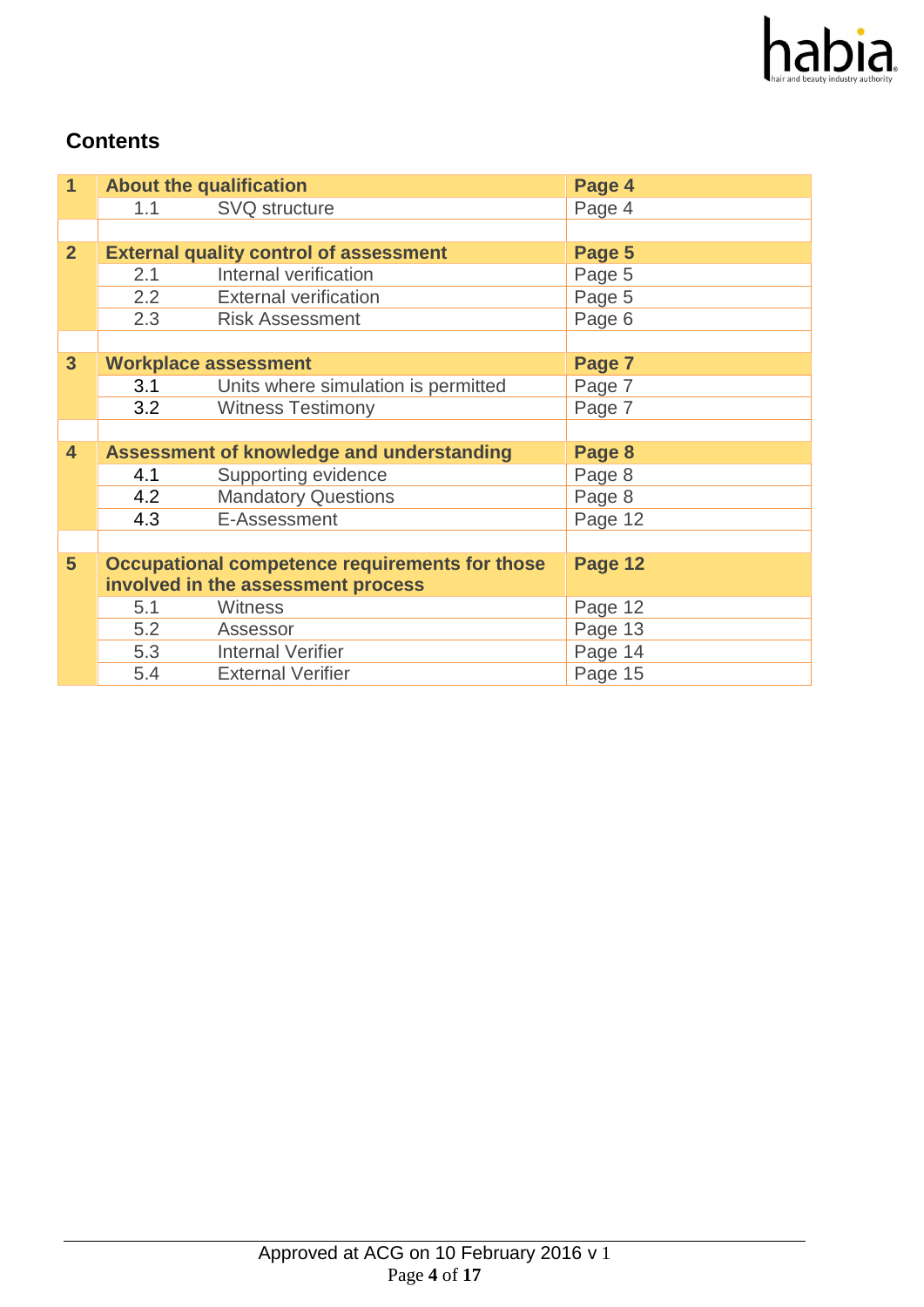## Contents

| | | | |
|---|---|---|---|
| **1** | **About the qualification** | | **Page 4** |
| | 1.1 | SVQ structure | Page 4 |
| | | | |
| **2** | **External quality control of assessment** | | **Page 5** |
| | 2.1 | Internal verification | Page 5 |
| | 2.2 | External verification | Page 5 |
| | 2.3 | Risk Assessment | Page 6 |
| | | | |
| **3** | **Workplace assessment** | | **Page 7** |
| | 3.1 | Units where simulation is permitted | Page 7 |
| | 3.2 | Witness Testimony | Page 7 |
| | | | |
| **4** | **Assessment of knowledge and understanding** | | **Page 8** |
| | 4.1 | Supporting evidence | Page 8 |
| | 4.2 | Mandatory Questions | Page 8 |
| | 4.3 | E-Assessment | Page 12 |
| | | | |
| **5** | **Occupational competence requirements for those involved in the assessment process** | | **Page 12** |
| | 5.1 | Witness | Page 12 |
| | 5.2 | Assessor | Page 13 |
| | 5.3 | Internal Verifier | Page 14 |
| | 5.4 | External Verifier | Page 15 |

Approved at ACG on 10 February 2016 v 1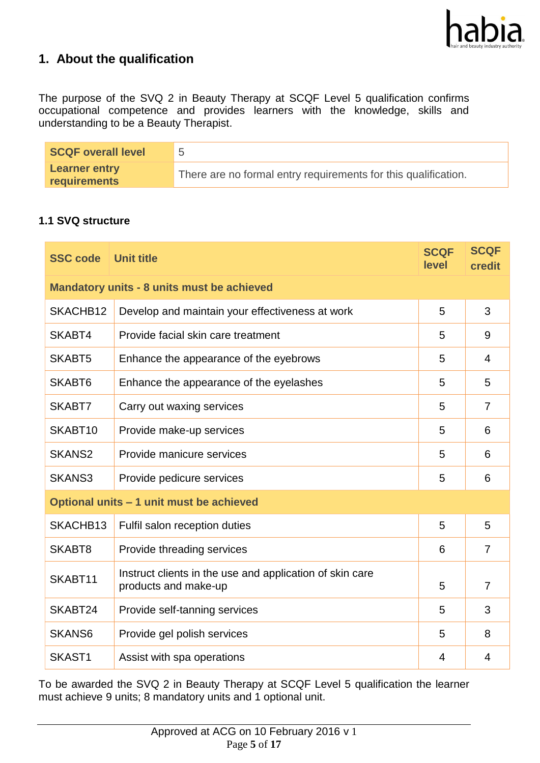## 1. About the qualification

The purpose of the SVQ 2 in Beauty Therapy at SCQF Level 5 qualification confirms occupational competence and provides learners with the knowledge, skills and understanding to be a Beauty Therapist.

| **SCQF overall level** | 5 |
|---|---|
| **Learner entry requirements** | There are no formal entry requirements for this qualification. |

### 1.1 SVQ structure

| SSC code | Unit title | SCQF level | SCQF credit |
|---|---|---|---|
| **Mandatory units - 8 units must be achieved** | | | |
| SKACHB12 | Develop and maintain your effectiveness at work | 5 | 3 |
| SKABT4 | Provide facial skin care treatment | 5 | 9 |
| SKABT5 | Enhance the appearance of the eyebrows | 5 | 4 |
| SKABT6 | Enhance the appearance of the eyelashes | 5 | 5 |
| SKABT7 | Carry out waxing services | 5 | 7 |
| SKABT10 | Provide make-up services | 5 | 6 |
| SKANS2 | Provide manicure services | 5 | 6 |
| SKANS3 | Provide pedicure services | 5 | 6 |
| **Optional units – 1 unit must be achieved** | | | |
| SKACHB13 | Fulfil salon reception duties | 5 | 5 |
| SKABT8 | Provide threading services | 6 | 7 |
| SKABT11 | Instruct clients in the use and application of skin care products and make-up | 5 | 7 |
| SKABT24 | Provide self-tanning services | 5 | 3 |
| SKANS6 | Provide gel polish services | 5 | 8 |
| SKAST1 | Assist with spa operations | 4 | 4 |

To be awarded the SVQ 2 in Beauty Therapy at SCQF Level 5 qualification the learner must achieve 9 units; 8 mandatory units and 1 optional unit.

Approved at ACG on 10 February 2016 v 1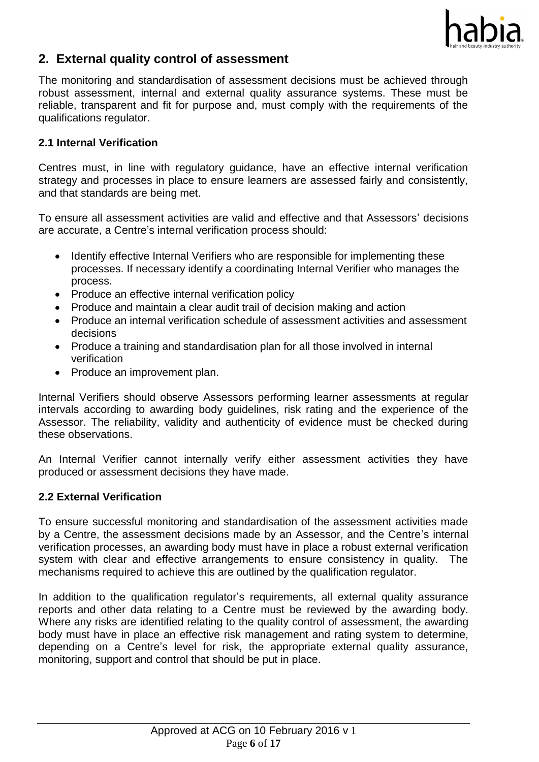## 2. External quality control of assessment

The monitoring and standardisation of assessment decisions must be achieved through robust assessment, internal and external quality assurance systems. These must be reliable, transparent and fit for purpose and, must comply with the requirements of the qualifications regulator.

### 2.1 Internal Verification

Centres must, in line with regulatory guidance, have an effective internal verification strategy and processes in place to ensure learners are assessed fairly and consistently, and that standards are being met.

To ensure all assessment activities are valid and effective and that Assessors' decisions are accurate, a Centre's internal verification process should:

- Identify effective Internal Verifiers who are responsible for implementing these processes. If necessary identify a coordinating Internal Verifier who manages the process.
- Produce an effective internal verification policy
- Produce and maintain a clear audit trail of decision making and action
- Produce an internal verification schedule of assessment activities and assessment decisions
- Produce a training and standardisation plan for all those involved in internal verification
- Produce an improvement plan.

Internal Verifiers should observe Assessors performing learner assessments at regular intervals according to awarding body guidelines, risk rating and the experience of the Assessor. The reliability, validity and authenticity of evidence must be checked during these observations.

An Internal Verifier cannot internally verify either assessment activities they have produced or assessment decisions they have made.

### 2.2 External Verification

To ensure successful monitoring and standardisation of the assessment activities made by a Centre, the assessment decisions made by an Assessor, and the Centre's internal verification processes, an awarding body must have in place a robust external verification system with clear and effective arrangements to ensure consistency in quality. The mechanisms required to achieve this are outlined by the qualification regulator.

In addition to the qualification regulator's requirements, all external quality assurance reports and other data relating to a Centre must be reviewed by the awarding body. Where any risks are identified relating to the quality control of assessment, the awarding body must have in place an effective risk management and rating system to determine, depending on a Centre's level for risk, the appropriate external quality assurance, monitoring, support and control that should be put in place.

Approved at ACG on 10 February 2016 v 1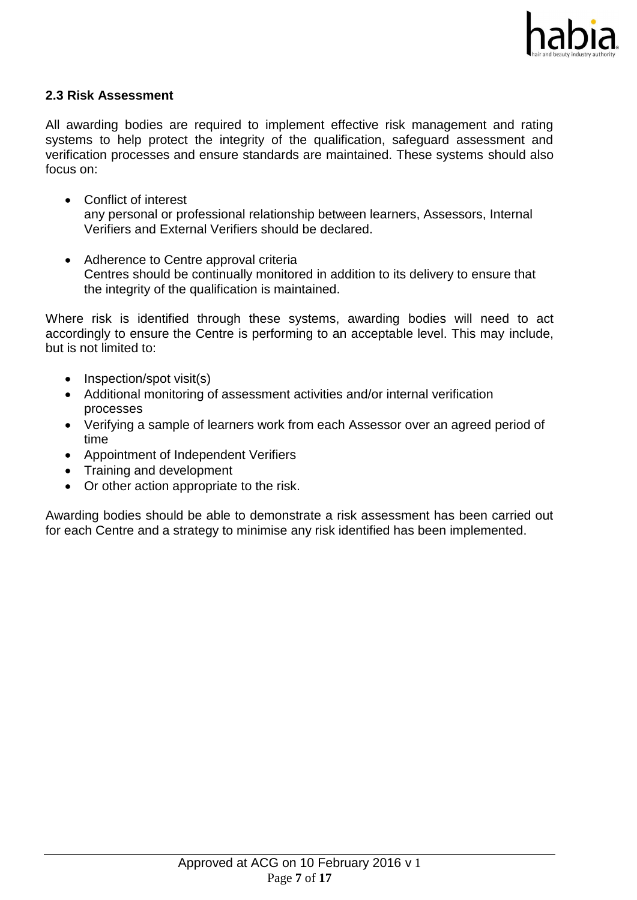### 2.3 Risk Assessment

All awarding bodies are required to implement effective risk management and rating systems to help protect the integrity of the qualification, safeguard assessment and verification processes and ensure standards are maintained. These systems should also focus on:

- Conflict of interest
  any personal or professional relationship between learners, Assessors, Internal Verifiers and External Verifiers should be declared.

- Adherence to Centre approval criteria
  Centres should be continually monitored in addition to its delivery to ensure that the integrity of the qualification is maintained.

Where risk is identified through these systems, awarding bodies will need to act accordingly to ensure the Centre is performing to an acceptable level. This may include, but is not limited to:

- Inspection/spot visit(s)
- Additional monitoring of assessment activities and/or internal verification processes
- Verifying a sample of learners work from each Assessor over an agreed period of time
- Appointment of Independent Verifiers
- Training and development
- Or other action appropriate to the risk.

Awarding bodies should be able to demonstrate a risk assessment has been carried out for each Centre and a strategy to minimise any risk identified has been implemented.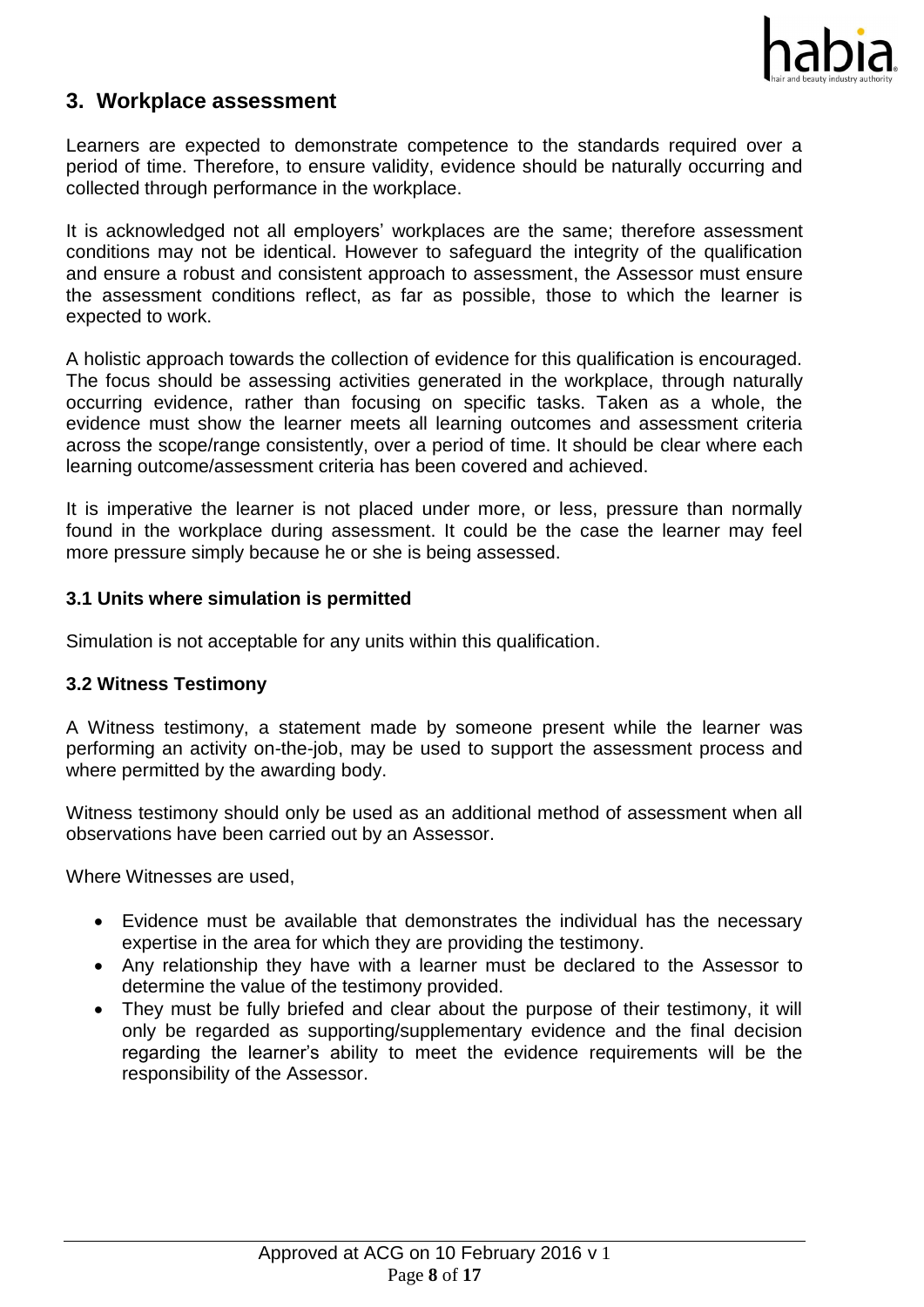## 3. Workplace assessment

Learners are expected to demonstrate competence to the standards required over a period of time. Therefore, to ensure validity, evidence should be naturally occurring and collected through performance in the workplace.

It is acknowledged not all employers' workplaces are the same; therefore assessment conditions may not be identical. However to safeguard the integrity of the qualification and ensure a robust and consistent approach to assessment, the Assessor must ensure the assessment conditions reflect, as far as possible, those to which the learner is expected to work.

A holistic approach towards the collection of evidence for this qualification is encouraged. The focus should be assessing activities generated in the workplace, through naturally occurring evidence, rather than focusing on specific tasks. Taken as a whole, the evidence must show the learner meets all learning outcomes and assessment criteria across the scope/range consistently, over a period of time. It should be clear where each learning outcome/assessment criteria has been covered and achieved.

It is imperative the learner is not placed under more, or less, pressure than normally found in the workplace during assessment. It could be the case the learner may feel more pressure simply because he or she is being assessed.

### 3.1 Units where simulation is permitted

Simulation is not acceptable for any units within this qualification.

### 3.2 Witness Testimony

A Witness testimony, a statement made by someone present while the learner was performing an activity on-the-job, may be used to support the assessment process and where permitted by the awarding body.

Witness testimony should only be used as an additional method of assessment when all observations have been carried out by an Assessor.

Where Witnesses are used,

- Evidence must be available that demonstrates the individual has the necessary expertise in the area for which they are providing the testimony.
- Any relationship they have with a learner must be declared to the Assessor to determine the value of the testimony provided.
- They must be fully briefed and clear about the purpose of their testimony, it will only be regarded as supporting/supplementary evidence and the final decision regarding the learner's ability to meet the evidence requirements will be the responsibility of the Assessor.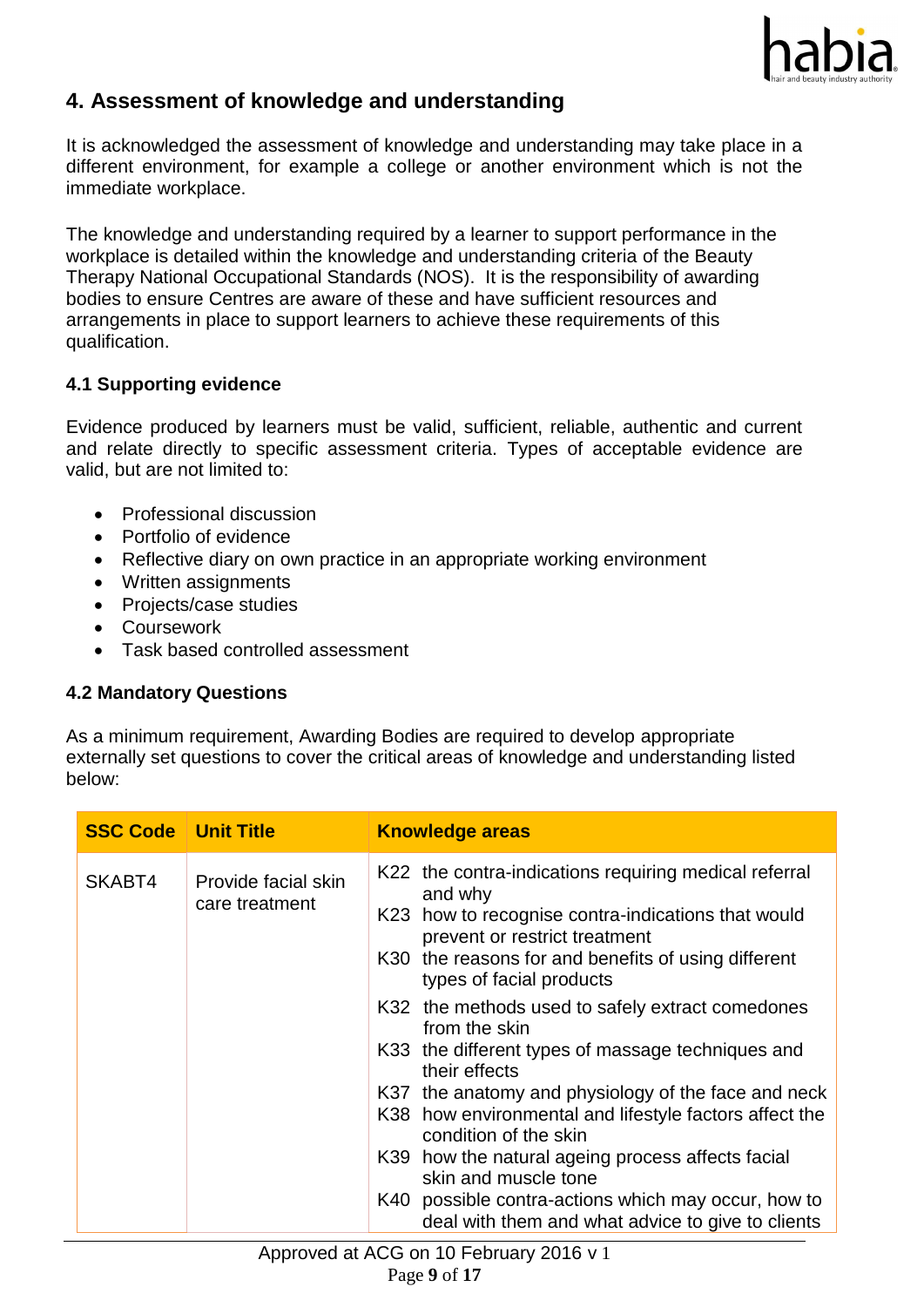## 4. Assessment of knowledge and understanding

It is acknowledged the assessment of knowledge and understanding may take place in a different environment, for example a college or another environment which is not the immediate workplace.

The knowledge and understanding required by a learner to support performance in the workplace is detailed within the knowledge and understanding criteria of the Beauty Therapy National Occupational Standards (NOS). It is the responsibility of awarding bodies to ensure Centres are aware of these and have sufficient resources and arrangements in place to support learners to achieve these requirements of this qualification.

### 4.1 Supporting evidence

Evidence produced by learners must be valid, sufficient, reliable, authentic and current and relate directly to specific assessment criteria. Types of acceptable evidence are valid, but are not limited to:

- Professional discussion
- Portfolio of evidence
- Reflective diary on own practice in an appropriate working environment
- Written assignments
- Projects/case studies
- Coursework
- Task based controlled assessment

### 4.2 Mandatory Questions

As a minimum requirement, Awarding Bodies are required to develop appropriate externally set questions to cover the critical areas of knowledge and understanding listed below:

| SSC Code | Unit Title | Knowledge areas |
|---|---|---|
| SKABT4 | Provide facial skin care treatment | K22 the contra-indications requiring medical referral and why<br>K23 how to recognise contra-indications that would prevent or restrict treatment<br>K30 the reasons for and benefits of using different types of facial products<br>K32 the methods used to safely extract comedones from the skin<br>K33 the different types of massage techniques and their effects<br>K37 the anatomy and physiology of the face and neck<br>K38 how environmental and lifestyle factors affect the condition of the skin<br>K39 how the natural ageing process affects facial skin and muscle tone<br>K40 possible contra-actions which may occur, how to deal with them and what advice to give to clients |

Approved at ACG on 10 February 2016 v 1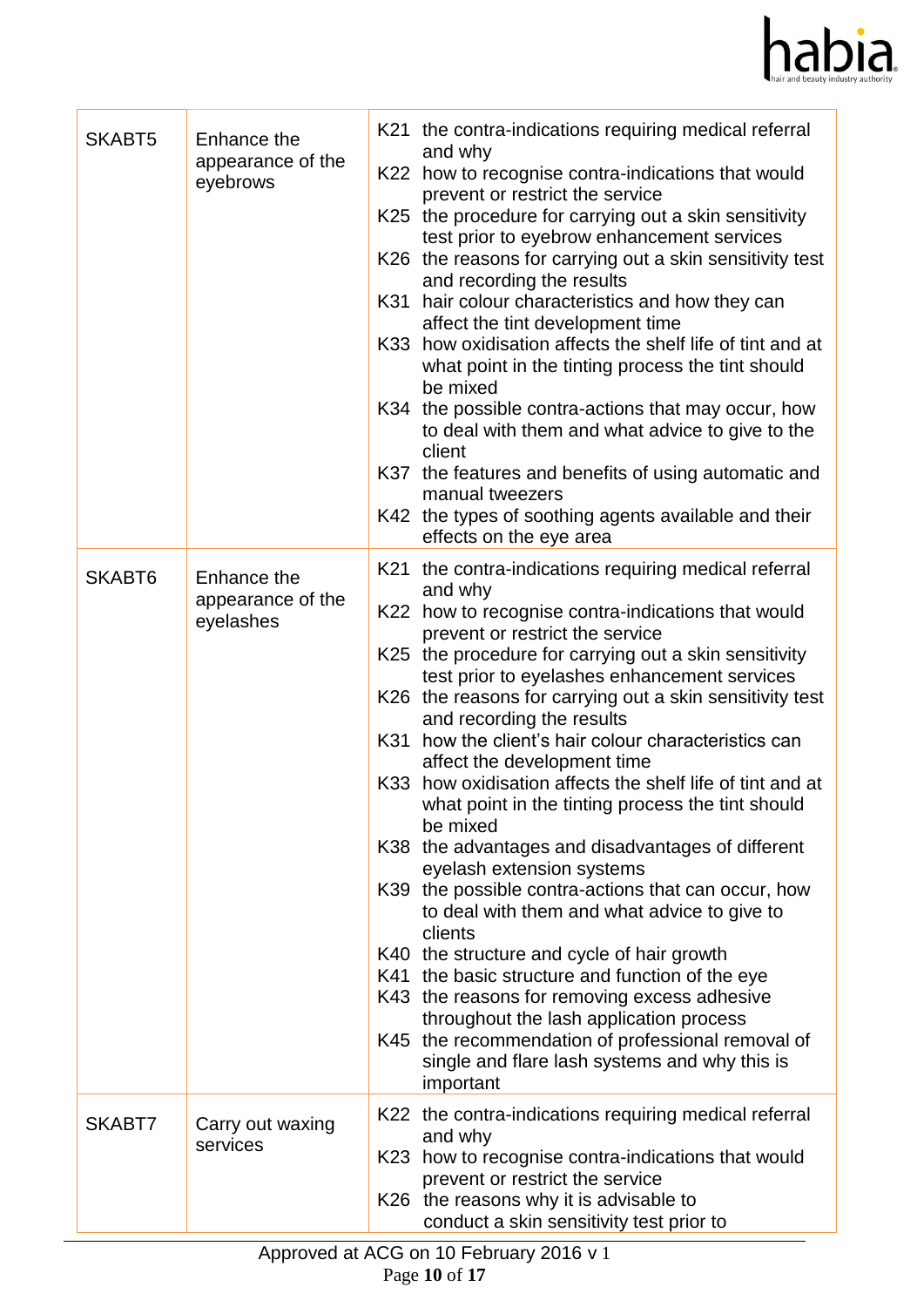| | | |
|---|---|---|
| SKABT5 | Enhance the appearance of the eyebrows | K21 the contra-indications requiring medical referral and why<br>K22 how to recognise contra-indications that would prevent or restrict the service<br>K25 the procedure for carrying out a skin sensitivity test prior to eyebrow enhancement services<br>K26 the reasons for carrying out a skin sensitivity test and recording the results<br>K31 hair colour characteristics and how they can affect the tint development time<br>K33 how oxidisation affects the shelf life of tint and at what point in the tinting process the tint should be mixed<br>K34 the possible contra-actions that may occur, how to deal with them and what advice to give to the client<br>K37 the features and benefits of using automatic and manual tweezers<br>K42 the types of soothing agents available and their effects on the eye area |
| SKABT6 | Enhance the appearance of the eyelashes | K21 the contra-indications requiring medical referral and why<br>K22 how to recognise contra-indications that would prevent or restrict the service<br>K25 the procedure for carrying out a skin sensitivity test prior to eyelashes enhancement services<br>K26 the reasons for carrying out a skin sensitivity test and recording the results<br>K31 how the client's hair colour characteristics can affect the development time<br>K33 how oxidisation affects the shelf life of tint and at what point in the tinting process the tint should be mixed<br>K38 the advantages and disadvantages of different eyelash extension systems<br>K39 the possible contra-actions that can occur, how to deal with them and what advice to give to clients<br>K40 the structure and cycle of hair growth<br>K41 the basic structure and function of the eye<br>K43 the reasons for removing excess adhesive throughout the lash application process<br>K45 the recommendation of professional removal of single and flare lash systems and why this is important |
| SKABT7 | Carry out waxing services | K22 the contra-indications requiring medical referral and why<br>K23 how to recognise contra-indications that would prevent or restrict the service<br>K26 the reasons why it is advisable to conduct a skin sensitivity test prior to |

Approved at ACG on 10 February 2016 v 1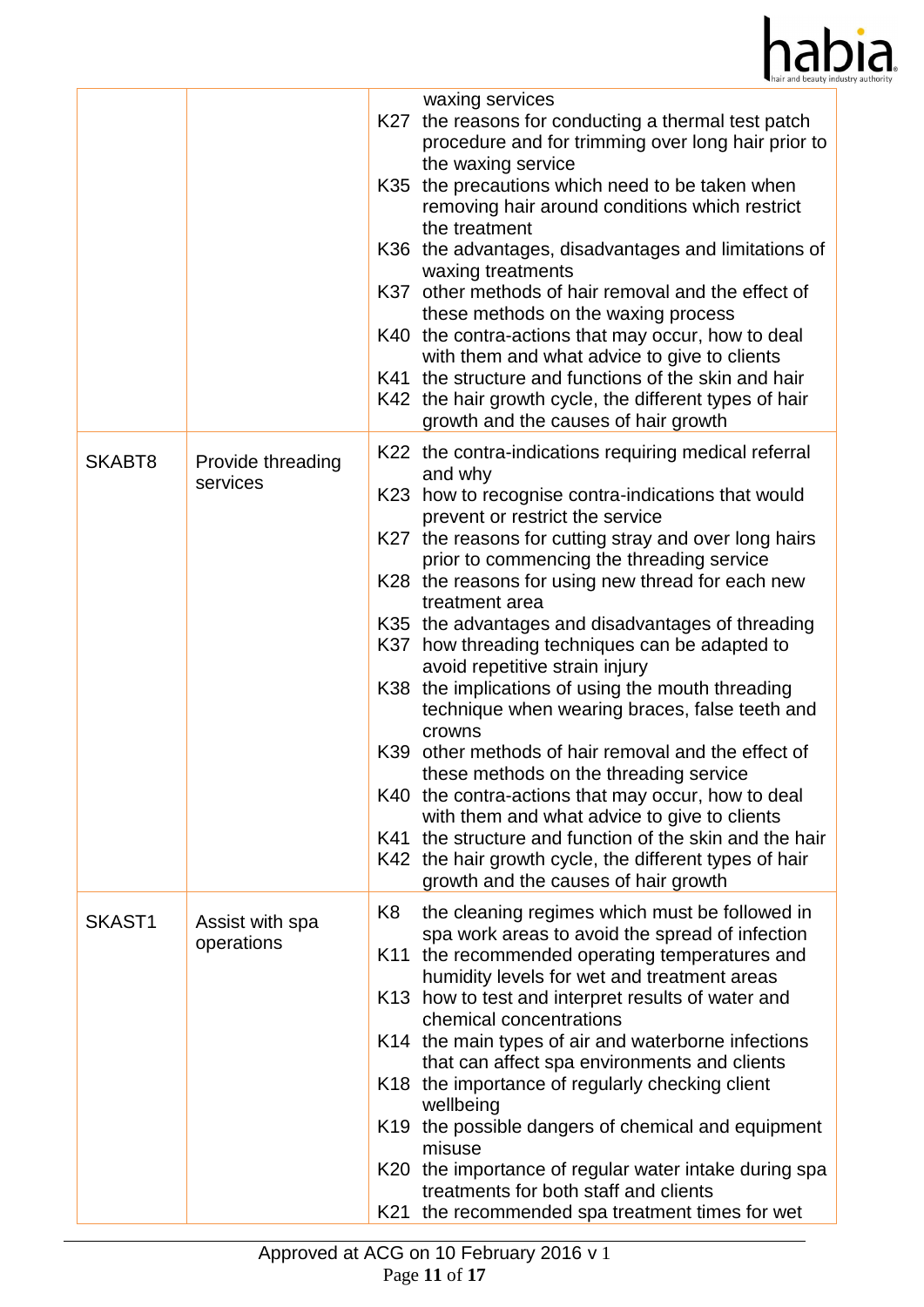| | | |
|---|---|---|
| | | waxing services<br>K27 the reasons for conducting a thermal test patch procedure and for trimming over long hair prior to the waxing service<br>K35 the precautions which need to be taken when removing hair around conditions which restrict the treatment<br>K36 the advantages, disadvantages and limitations of waxing treatments<br>K37 other methods of hair removal and the effect of these methods on the waxing process<br>K40 the contra-actions that may occur, how to deal with them and what advice to give to clients<br>K41 the structure and functions of the skin and hair<br>K42 the hair growth cycle, the different types of hair growth and the causes of hair growth |
| SKABT8 | Provide threading services | K22 the contra-indications requiring medical referral and why<br>K23 how to recognise contra-indications that would prevent or restrict the service<br>K27 the reasons for cutting stray and over long hairs prior to commencing the threading service<br>K28 the reasons for using new thread for each new treatment area<br>K35 the advantages and disadvantages of threading<br>K37 how threading techniques can be adapted to avoid repetitive strain injury<br>K38 the implications of using the mouth threading technique when wearing braces, false teeth and crowns<br>K39 other methods of hair removal and the effect of these methods on the threading service<br>K40 the contra-actions that may occur, how to deal with them and what advice to give to clients<br>K41 the structure and function of the skin and the hair<br>K42 the hair growth cycle, the different types of hair growth and the causes of hair growth |
| SKAST1 | Assist with spa operations | K8 the cleaning regimes which must be followed in spa work areas to avoid the spread of infection<br>K11 the recommended operating temperatures and humidity levels for wet and treatment areas<br>K13 how to test and interpret results of water and chemical concentrations<br>K14 the main types of air and waterborne infections that can affect spa environments and clients<br>K18 the importance of regularly checking client wellbeing<br>K19 the possible dangers of chemical and equipment misuse<br>K20 the importance of regular water intake during spa treatments for both staff and clients<br>K21 the recommended spa treatment times for wet |

Approved at ACG on 10 February 2016 v 1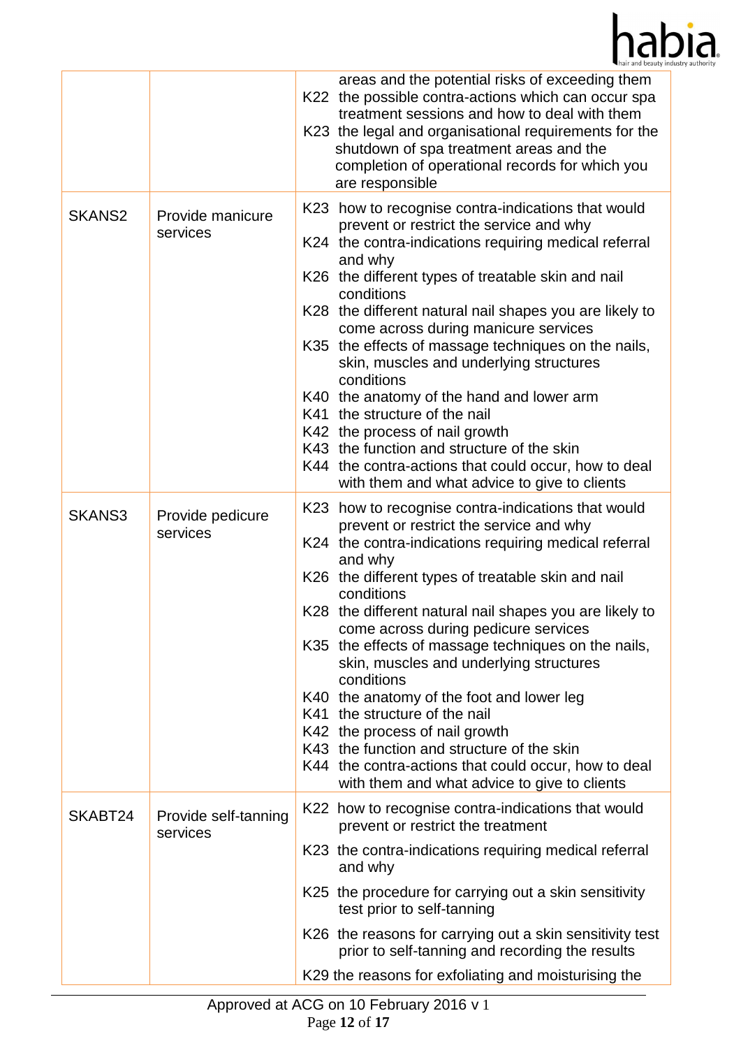| | | |
|---|---|---|
| | | areas and the potential risks of exceeding them<br>K22 the possible contra-actions which can occur spa treatment sessions and how to deal with them<br>K23 the legal and organisational requirements for the shutdown of spa treatment areas and the completion of operational records for which you are responsible |
| SKANS2 | Provide manicure services | K23 how to recognise contra-indications that would prevent or restrict the service and why<br>K24 the contra-indications requiring medical referral and why<br>K26 the different types of treatable skin and nail conditions<br>K28 the different natural nail shapes you are likely to come across during manicure services<br>K35 the effects of massage techniques on the nails, skin, muscles and underlying structures conditions<br>K40 the anatomy of the hand and lower arm<br>K41 the structure of the nail<br>K42 the process of nail growth<br>K43 the function and structure of the skin<br>K44 the contra-actions that could occur, how to deal with them and what advice to give to clients |
| SKANS3 | Provide pedicure services | K23 how to recognise contra-indications that would prevent or restrict the service and why<br>K24 the contra-indications requiring medical referral and why<br>K26 the different types of treatable skin and nail conditions<br>K28 the different natural nail shapes you are likely to come across during pedicure services<br>K35 the effects of massage techniques on the nails, skin, muscles and underlying structures conditions<br>K40 the anatomy of the foot and lower leg<br>K41 the structure of the nail<br>K42 the process of nail growth<br>K43 the function and structure of the skin<br>K44 the contra-actions that could occur, how to deal with them and what advice to give to clients |
| SKABT24 | Provide self-tanning services | K22 how to recognise contra-indications that would prevent or restrict the treatment<br>K23 the contra-indications requiring medical referral and why<br>K25 the procedure for carrying out a skin sensitivity test prior to self-tanning<br>K26 the reasons for carrying out a skin sensitivity test prior to self-tanning and recording the results<br>K29 the reasons for exfoliating and moisturising the |

Approved at ACG on 10 February 2016 v 1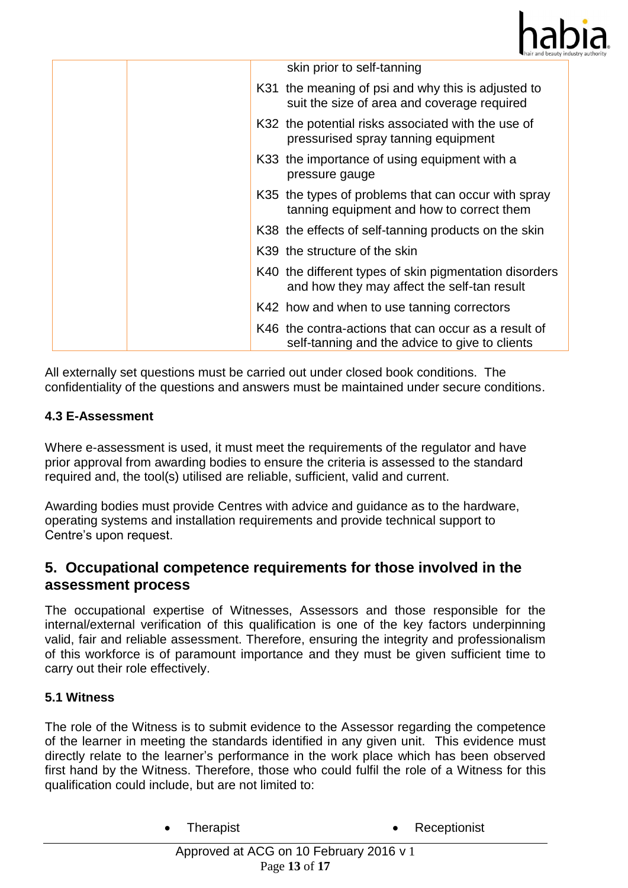| | | skin prior to self-tanning |
|---|---|---|
| | | K31 the meaning of psi and why this is adjusted to suit the size of area and coverage required |
| | | K32 the potential risks associated with the use of pressurised spray tanning equipment |
| | | K33 the importance of using equipment with a pressure gauge |
| | | K35 the types of problems that can occur with spray tanning equipment and how to correct them |
| | | K38 the effects of self-tanning products on the skin |
| | | K39 the structure of the skin |
| | | K40 the different types of skin pigmentation disorders and how they may affect the self-tan result |
| | | K42 how and when to use tanning correctors |
| | | K46 the contra-actions that can occur as a result of self-tanning and the advice to give to clients |

All externally set questions must be carried out under closed book conditions. The confidentiality of the questions and answers must be maintained under secure conditions.

**4.3 E-Assessment**

Where e-assessment is used, it must meet the requirements of the regulator and have prior approval from awarding bodies to ensure the criteria is assessed to the standard required and, the tool(s) utilised are reliable, sufficient, valid and current.

Awarding bodies must provide Centres with advice and guidance as to the hardware, operating systems and installation requirements and provide technical support to Centre's upon request.

## 5. Occupational competence requirements for those involved in the assessment process

The occupational expertise of Witnesses, Assessors and those responsible for the internal/external verification of this qualification is one of the key factors underpinning valid, fair and reliable assessment. Therefore, ensuring the integrity and professionalism of this workforce is of paramount importance and they must be given sufficient time to carry out their role effectively.

**5.1 Witness**

The role of the Witness is to submit evidence to the Assessor regarding the competence of the learner in meeting the standards identified in any given unit. This evidence must directly relate to the learner's performance in the work place which has been observed first hand by the Witness. Therefore, those who could fulfil the role of a Witness for this qualification could include, but are not limited to:

- Therapist
- Receptionist

Approved at ACG on 10 February 2016 v 1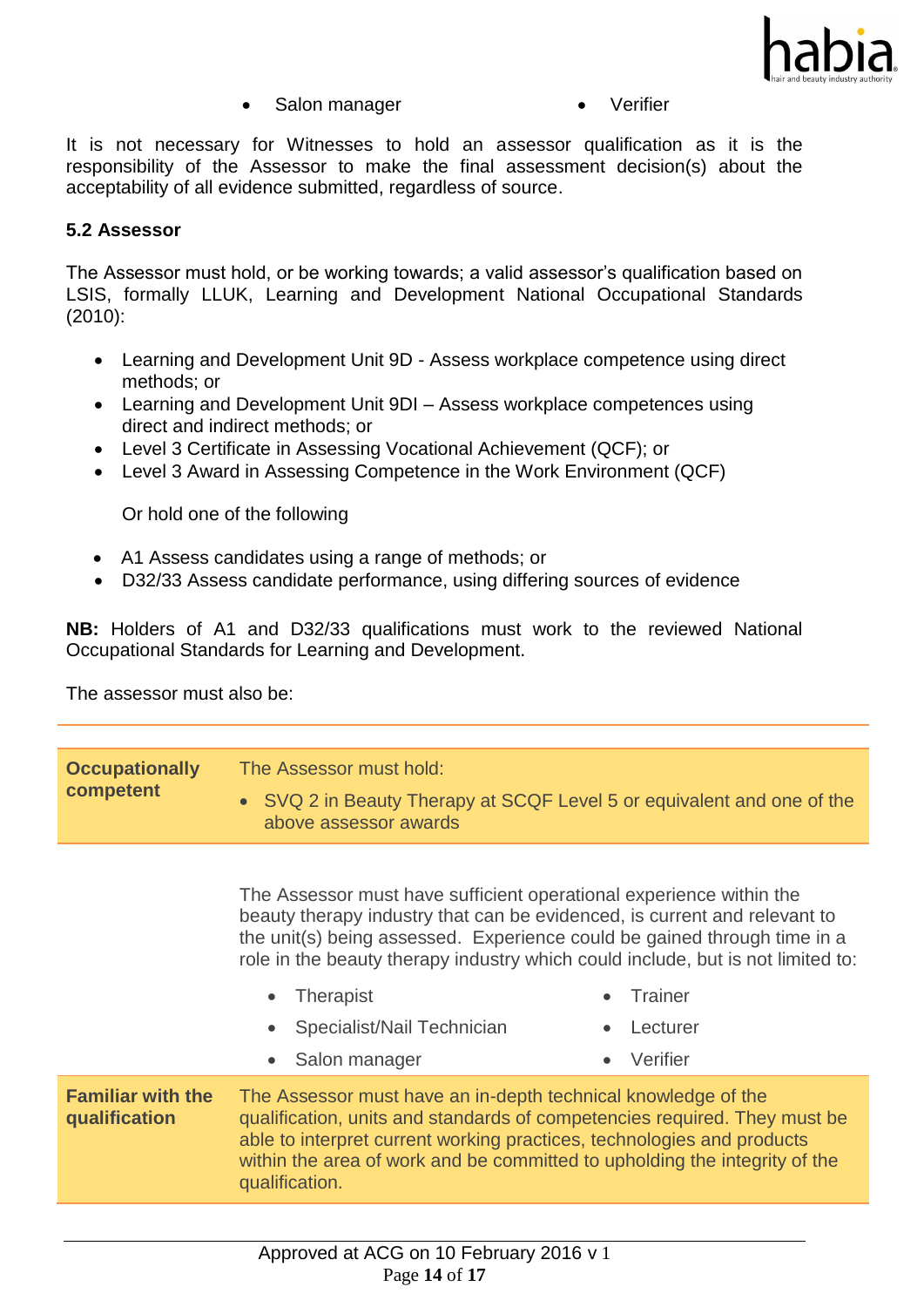- Salon manager
- Verifier

It is not necessary for Witnesses to hold an assessor qualification as it is the responsibility of the Assessor to make the final assessment decision(s) about the acceptability of all evidence submitted, regardless of source.

### 5.2 Assessor

The Assessor must hold, or be working towards; a valid assessor's qualification based on LSIS, formally LLUK, Learning and Development National Occupational Standards (2010):

- Learning and Development Unit 9D - Assess workplace competence using direct methods; or
- Learning and Development Unit 9DI – Assess workplace competences using direct and indirect methods; or
- Level 3 Certificate in Assessing Vocational Achievement (QCF); or
- Level 3 Award in Assessing Competence in the Work Environment (QCF)

  Or hold one of the following

- A1 Assess candidates using a range of methods; or
- D32/33 Assess candidate performance, using differing sources of evidence

**NB:** Holders of A1 and D32/33 qualifications must work to the reviewed National Occupational Standards for Learning and Development.

The assessor must also be:

| | |
|---|---|
| **Occupationally competent** | The Assessor must hold:<br>• SVQ 2 in Beauty Therapy at SCQF Level 5 or equivalent and one of the above assessor awards |
| | The Assessor must have sufficient operational experience within the beauty therapy industry that can be evidenced, is current and relevant to the unit(s) being assessed. Experience could be gained through time in a role in the beauty therapy industry which could include, but is not limited to:<br>• Therapist<br>• Specialist/Nail Technician<br>• Salon manager<br>• Trainer<br>• Lecturer<br>• Verifier |
| **Familiar with the qualification** | The Assessor must have an in-depth technical knowledge of the qualification, units and standards of competencies required. They must be able to interpret current working practices, technologies and products within the area of work and be committed to upholding the integrity of the qualification. |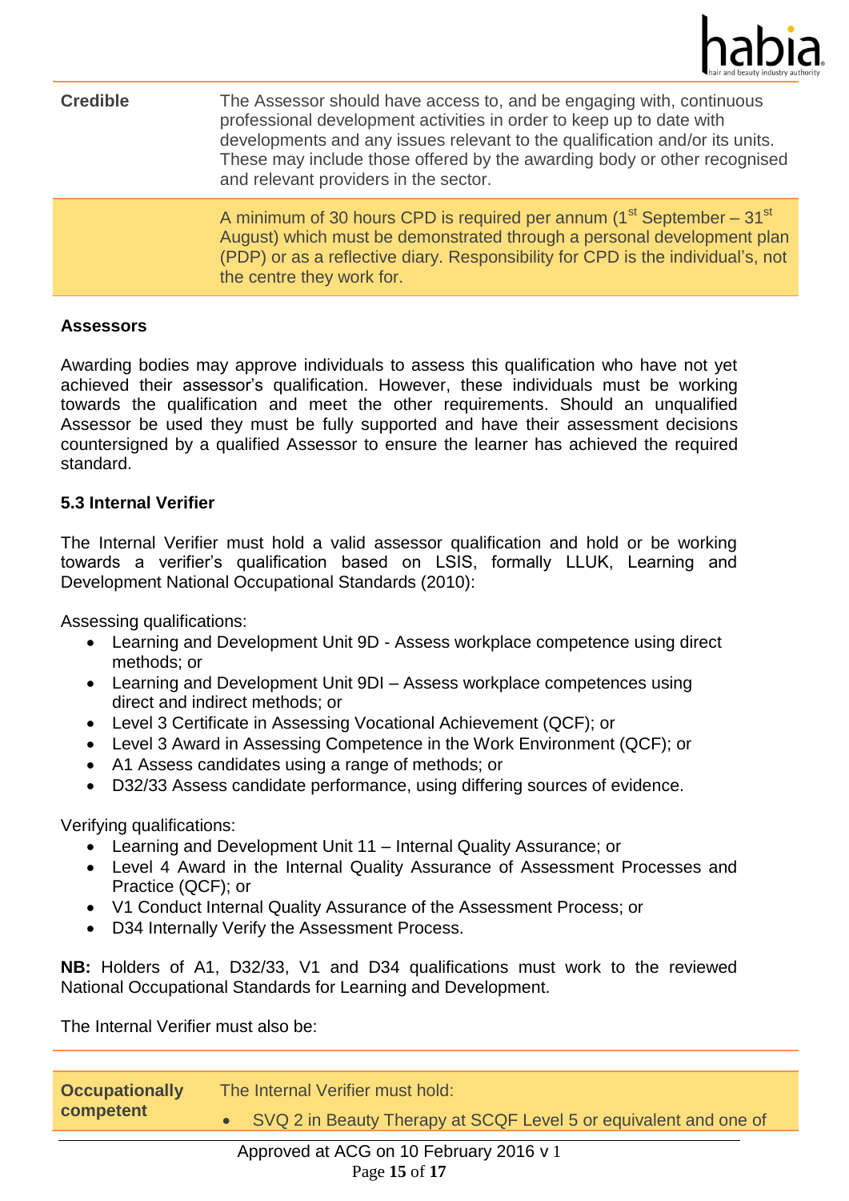| | |
|---|---|
| **Credible** | The Assessor should have access to, and be engaging with, continuous professional development activities in order to keep up to date with developments and any issues relevant to the qualification and/or its units. These may include those offered by the awarding body or other recognised and relevant providers in the sector. |
| | A minimum of 30 hours CPD is required per annum (1st September – 31st August) which must be demonstrated through a personal development plan (PDP) or as a reflective diary. Responsibility for CPD is the individual's, not the centre they work for. |

**Assessors**

Awarding bodies may approve individuals to assess this qualification who have not yet achieved their assessor's qualification. However, these individuals must be working towards the qualification and meet the other requirements. Should an unqualified Assessor be used they must be fully supported and have their assessment decisions countersigned by a qualified Assessor to ensure the learner has achieved the required standard.

### 5.3 Internal Verifier

The Internal Verifier must hold a valid assessor qualification and hold or be working towards a verifier's qualification based on LSIS, formally LLUK, Learning and Development National Occupational Standards (2010):

Assessing qualifications:

- Learning and Development Unit 9D - Assess workplace competence using direct methods; or
- Learning and Development Unit 9DI – Assess workplace competences using direct and indirect methods; or
- Level 3 Certificate in Assessing Vocational Achievement (QCF); or
- Level 3 Award in Assessing Competence in the Work Environment (QCF); or
- A1 Assess candidates using a range of methods; or
- D32/33 Assess candidate performance, using differing sources of evidence.

Verifying qualifications:

- Learning and Development Unit 11 – Internal Quality Assurance; or
- Level 4 Award in the Internal Quality Assurance of Assessment Processes and Practice (QCF); or
- V1 Conduct Internal Quality Assurance of the Assessment Process; or
- D34 Internally Verify the Assessment Process.

**NB:** Holders of A1, D32/33, V1 and D34 qualifications must work to the reviewed National Occupational Standards for Learning and Development.

The Internal Verifier must also be:

| | |
|---|---|
| **Occupationally competent** | The Internal Verifier must hold:<br>• SVQ 2 in Beauty Therapy at SCQF Level 5 or equivalent and one of |

Approved at ACG on 10 February 2016 v 1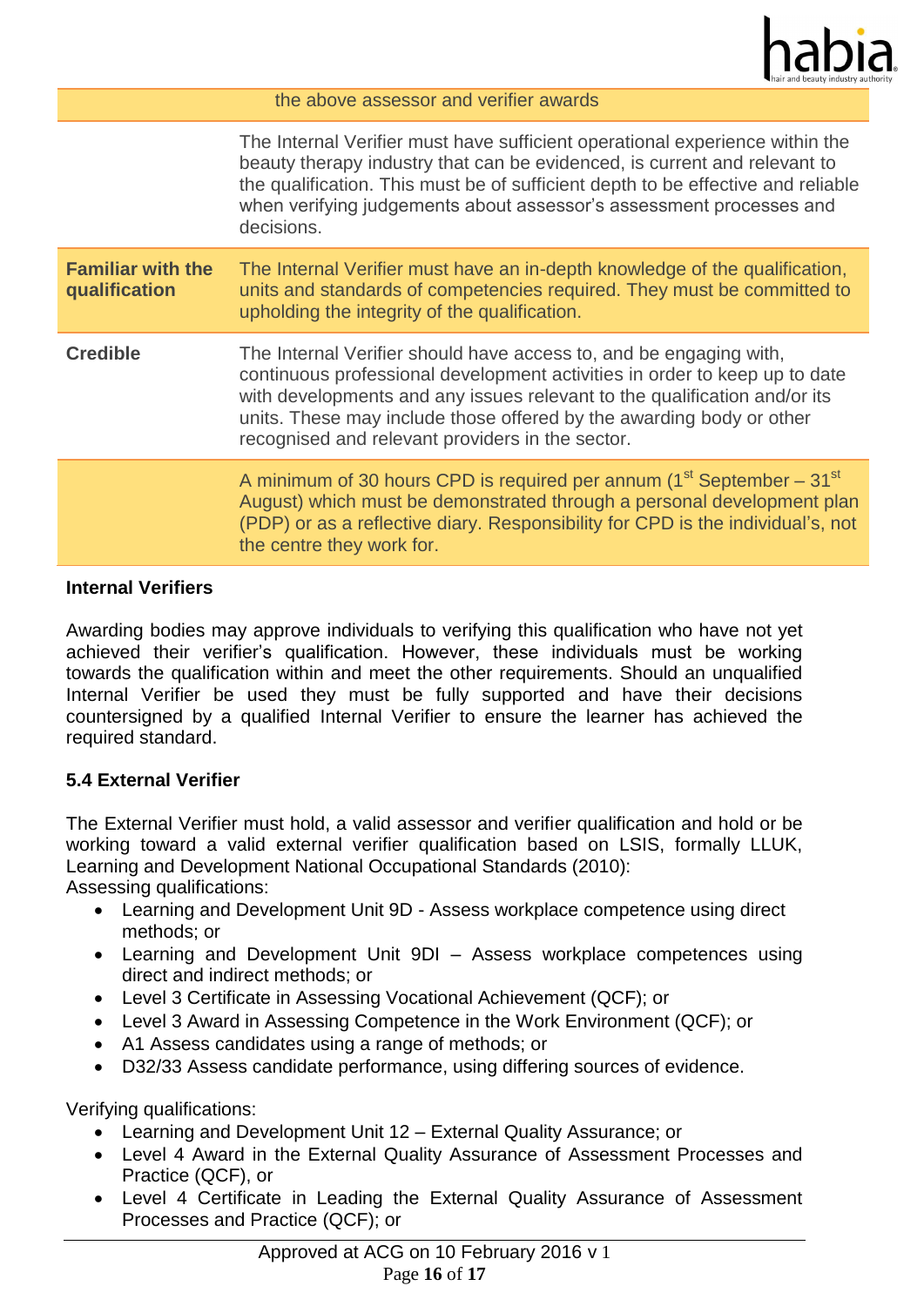| | |
|---|---|
| | the above assessor and verifier awards |
| | The Internal Verifier must have sufficient operational experience within the beauty therapy industry that can be evidenced, is current and relevant to the qualification. This must be of sufficient depth to be effective and reliable when verifying judgements about assessor's assessment processes and decisions. |
| **Familiar with the qualification** | The Internal Verifier must have an in-depth knowledge of the qualification, units and standards of competencies required. They must be committed to upholding the integrity of the qualification. |
| **Credible** | The Internal Verifier should have access to, and be engaging with, continuous professional development activities in order to keep up to date with developments and any issues relevant to the qualification and/or its units. These may include those offered by the awarding body or other recognised and relevant providers in the sector. |
| | A minimum of 30 hours CPD is required per annum (1st September – 31st August) which must be demonstrated through a personal development plan (PDP) or as a reflective diary. Responsibility for CPD is the individual's, not the centre they work for. |

**Internal Verifiers**

Awarding bodies may approve individuals to verifying this qualification who have not yet achieved their verifier's qualification. However, these individuals must be working towards the qualification within and meet the other requirements. Should an unqualified Internal Verifier be used they must be fully supported and have their decisions countersigned by a qualified Internal Verifier to ensure the learner has achieved the required standard.

### 5.4 External Verifier

The External Verifier must hold, a valid assessor and verifier qualification and hold or be working toward a valid external verifier qualification based on LSIS, formally LLUK, Learning and Development National Occupational Standards (2010):
Assessing qualifications:

- Learning and Development Unit 9D - Assess workplace competence using direct methods; or
- Learning and Development Unit 9DI – Assess workplace competences using direct and indirect methods; or
- Level 3 Certificate in Assessing Vocational Achievement (QCF); or
- Level 3 Award in Assessing Competence in the Work Environment (QCF); or
- A1 Assess candidates using a range of methods; or
- D32/33 Assess candidate performance, using differing sources of evidence.

Verifying qualifications:

- Learning and Development Unit 12 – External Quality Assurance; or
- Level 4 Award in the External Quality Assurance of Assessment Processes and Practice (QCF), or
- Level 4 Certificate in Leading the External Quality Assurance of Assessment Processes and Practice (QCF); or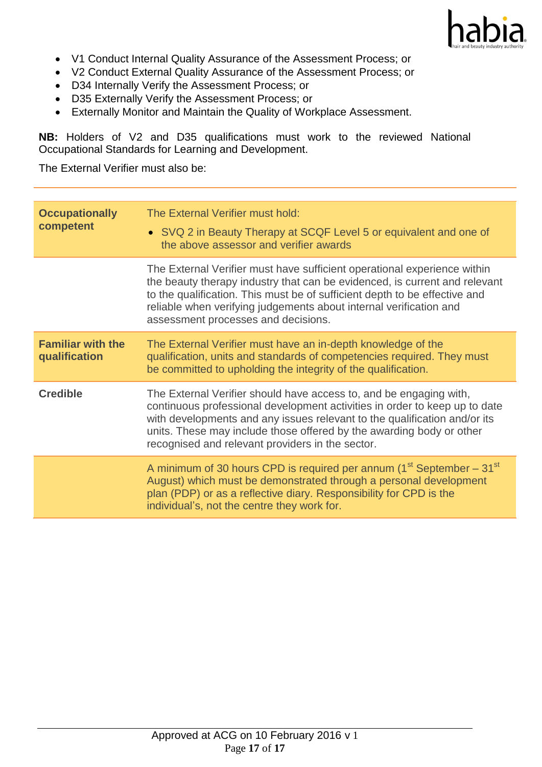- V1 Conduct Internal Quality Assurance of the Assessment Process; or
- V2 Conduct External Quality Assurance of the Assessment Process; or
- D34 Internally Verify the Assessment Process; or
- D35 Externally Verify the Assessment Process; or
- Externally Monitor and Maintain the Quality of Workplace Assessment.

**NB:** Holders of V2 and D35 qualifications must work to the reviewed National Occupational Standards for Learning and Development.

The External Verifier must also be:

| | |
|---|---|
| **Occupationally competent** | The External Verifier must hold:<br>• SVQ 2 in Beauty Therapy at SCQF Level 5 or equivalent and one of the above assessor and verifier awards |
| | The External Verifier must have sufficient operational experience within the beauty therapy industry that can be evidenced, is current and relevant to the qualification. This must be of sufficient depth to be effective and reliable when verifying judgements about internal verification and assessment processes and decisions. |
| **Familiar with the qualification** | The External Verifier must have an in-depth knowledge of the qualification, units and standards of competencies required. They must be committed to upholding the integrity of the qualification. |
| **Credible** | The External Verifier should have access to, and be engaging with, continuous professional development activities in order to keep up to date with developments and any issues relevant to the qualification and/or its units. These may include those offered by the awarding body or other recognised and relevant providers in the sector. |
| | A minimum of 30 hours CPD is required per annum (1st September – 31st August) which must be demonstrated through a personal development plan (PDP) or as a reflective diary. Responsibility for CPD is the individual's, not the centre they work for. |

Approved at ACG on 10 February 2016 v 1